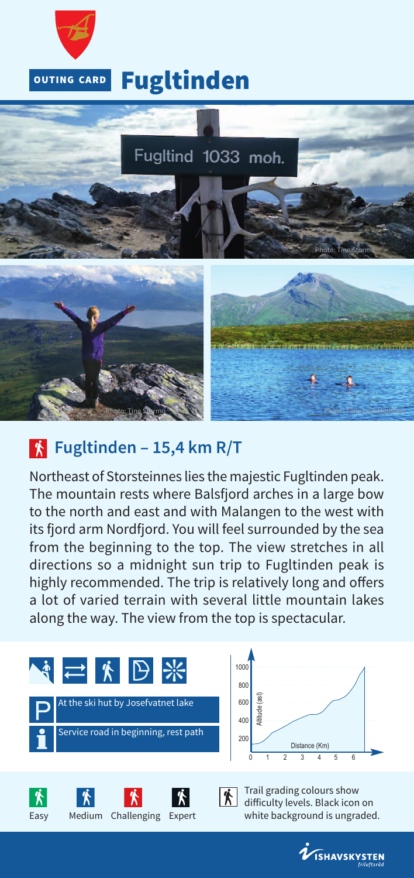OUTING CARD

# Fugltinden

Fugltind 1033 moh.

Photo: Tine Stormo

Photo: Tine Stormo

Photo: Terje Leif Mathisen

## Fugltinden – 15,4 km R/T

Northeast of Storsteinnes lies the majestic Fugltinden peak. The mountain rests where Balsfjord arches in a large bow to the north and east and with Malangen to the west with its fjord arm Nordfjord. You will feel surrounded by the sea from the beginning to the top. The view stretches in all directions so a midnight sun trip to Fugltinden peak is highly recommended. The trip is relatively long and offers a lot of varied terrain with several little mountain lakes along the way. The view from the top is spectacular.

**P** At the ski hut by Josefvatnet lake

**i** Service road in beginning, rest path

Altitude (asl): 200, 400, 600, 800, 1000

Distance (Km): 0, 1, 2, 3, 4, 5, 6

Easy | Medium | Challenging | Expert

Trail grading colours show difficulty levels. Black icon on white background is ungraded.

ISHAVSKYSTEN friluftsråd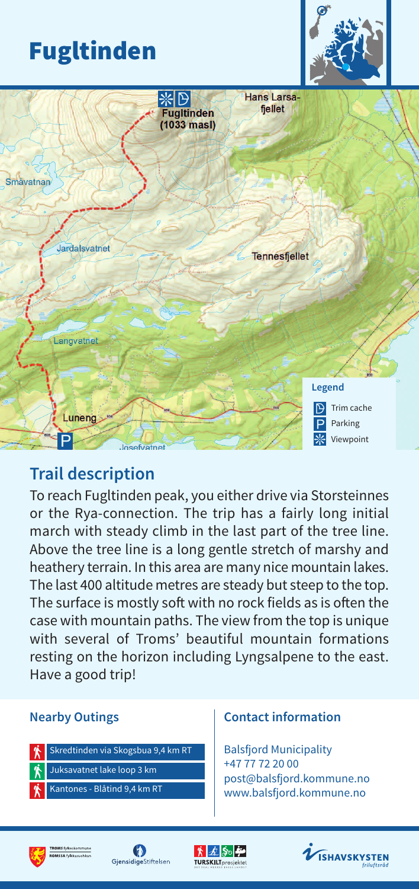# Fugltinden

Fugltinden (1033 masl)

Hans Larsa-fjellet

Småvatnan

Jardalsvatnet

Tennesfjellet

Langvatnet

Luneng

Josefvatnet

**Legend**

- Trim cache
- Parking
- Viewpoint

## Trail description

To reach Fugltinden peak, you either drive via Storsteinnes or the Rya-connection. The trip has a fairly long initial march with steady climb in the last part of the tree line. Above the tree line is a long gentle stretch of marshy and heathery terrain. In this area are many nice mountain lakes. The last 400 altitude metres are steady but steep to the top. The surface is mostly soft with no rock fields as is often the case with mountain paths. The view from the top is unique with several of Troms' beautiful mountain formations resting on the horizon including Lyngsalpene to the east. Have a good trip!

### Nearby Outings

- Skredtinden via Skogsbua 9,4 km RT
- Juksavatnet lake loop 3 km
- Kantones - Blåtind 9,4 km RT

### Contact information

Balsfjord Municipality
+47 77 72 20 00
post@balsfjord.kommune.no
www.balsfjord.kommune.no

TROMS fylkeskommune
ROMSSA fylkkasuohkan

GjensidigeStiftelsen

TURSKILTprosjektet

ISHAVSKYSTEN friluftsråd